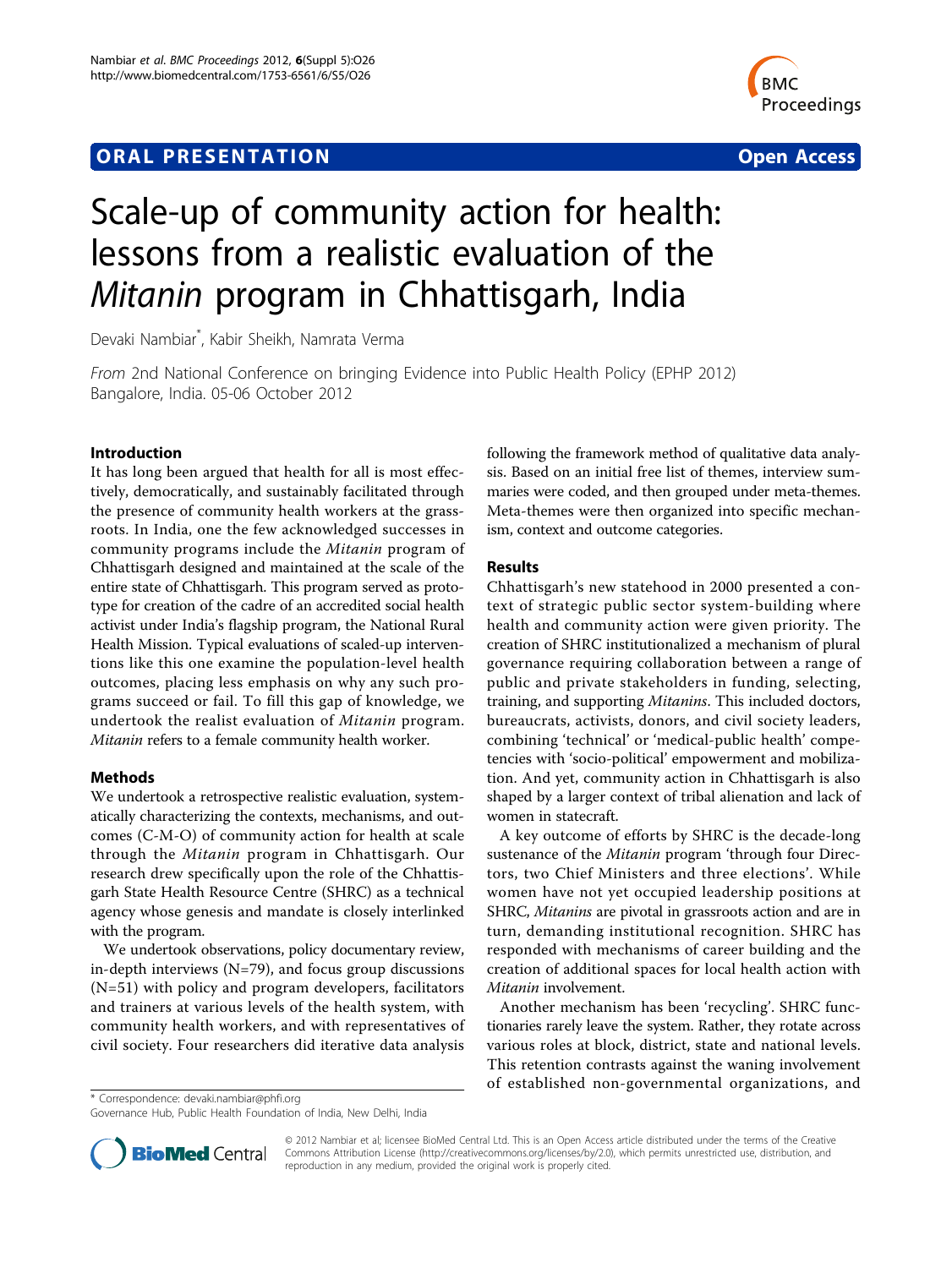**ORAL PRESENTATION** **Open Access**

# Scale-up of community action for health: lessons from a realistic evaluation of the *Mitanin* program in Chhattisgarh, India

Devaki Nambiar*, Kabir Sheikh, Namrata Verma

*From* 2nd National Conference on bringing Evidence into Public Health Policy (EPHP 2012)
Bangalore, India. 05-06 October 2012

## Introduction

It has long been argued that health for all is most effectively, democratically, and sustainably facilitated through the presence of community health workers at the grassroots. In India, one the few acknowledged successes in community programs include the *Mitanin* program of Chhattisgarh designed and maintained at the scale of the entire state of Chhattisgarh. This program served as prototype for creation of the cadre of an accredited social health activist under India's flagship program, the National Rural Health Mission. Typical evaluations of scaled-up interventions like this one examine the population-level health outcomes, placing less emphasis on why any such programs succeed or fail. To fill this gap of knowledge, we undertook the realist evaluation of *Mitanin* program. *Mitanin* refers to a female community health worker.

## Methods

We undertook a retrospective realistic evaluation, systematically characterizing the contexts, mechanisms, and outcomes (C-M-O) of community action for health at scale through the *Mitanin* program in Chhattisgarh. Our research drew specifically upon the role of the Chhattisgarh State Health Resource Centre (SHRC) as a technical agency whose genesis and mandate is closely interlinked with the program.

We undertook observations, policy documentary review, in-depth interviews (N=79), and focus group discussions (N=51) with policy and program developers, facilitators and trainers at various levels of the health system, with community health workers, and with representatives of civil society. Four researchers did iterative data analysis following the framework method of qualitative data analysis. Based on an initial free list of themes, interview summaries were coded, and then grouped under meta-themes. Meta-themes were then organized into specific mechanism, context and outcome categories.

## Results

Chhattisgarh's new statehood in 2000 presented a context of strategic public sector system-building where health and community action were given priority. The creation of SHRC institutionalized a mechanism of plural governance requiring collaboration between a range of public and private stakeholders in funding, selecting, training, and supporting *Mitanins*. This included doctors, bureaucrats, activists, donors, and civil society leaders, combining 'technical' or 'medical-public health' competencies with 'socio-political' empowerment and mobilization. And yet, community action in Chhattisgarh is also shaped by a larger context of tribal alienation and lack of women in statecraft.

A key outcome of efforts by SHRC is the decade-long sustenance of the *Mitanin* program 'through four Directors, two Chief Ministers and three elections'. While women have not yet occupied leadership positions at SHRC, *Mitanins* are pivotal in grassroots action and are in turn, demanding institutional recognition. SHRC has responded with mechanisms of career building and the creation of additional spaces for local health action with *Mitanin* involvement.

Another mechanism has been 'recycling'. SHRC functionaries rarely leave the system. Rather, they rotate across various roles at block, district, state and national levels. This retention contrasts against the waning involvement of established non-governmental organizations, and

\* Correspondence: devaki.nambiar@phfi.org
Governance Hub, Public Health Foundation of India, New Delhi, India

© 2012 Nambiar et al; licensee BioMed Central Ltd. This is an Open Access article distributed under the terms of the Creative Commons Attribution License (http://creativecommons.org/licenses/by/2.0), which permits unrestricted use, distribution, and reproduction in any medium, provided the original work is properly cited.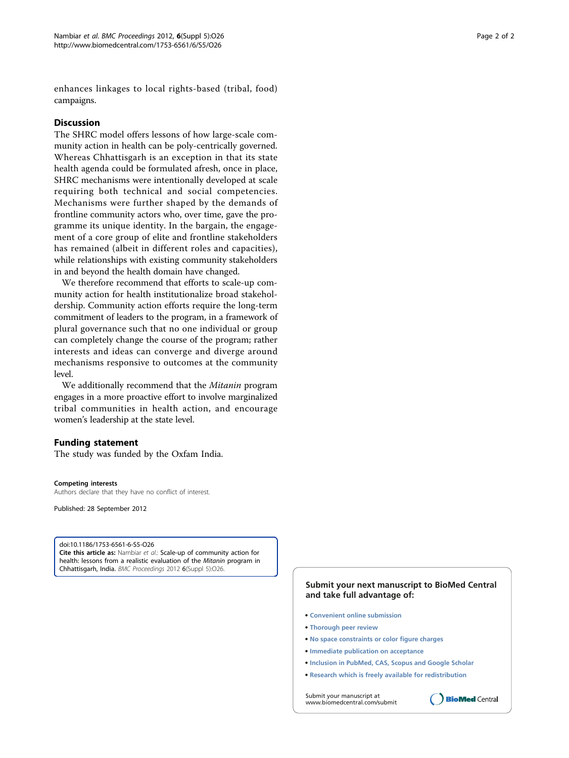enhances linkages to local rights-based (tribal, food) campaigns.

## Discussion

The SHRC model offers lessons of how large-scale community action in health can be poly-centrically governed. Whereas Chhattisgarh is an exception in that its state health agenda could be formulated afresh, once in place, SHRC mechanisms were intentionally developed at scale requiring both technical and social competencies. Mechanisms were further shaped by the demands of frontline community actors who, over time, gave the programme its unique identity. In the bargain, the engagement of a core group of elite and frontline stakeholders has remained (albeit in different roles and capacities), while relationships with existing community stakeholders in and beyond the health domain have changed.

We therefore recommend that efforts to scale-up community action for health institutionalize broad stakeholdership. Community action efforts require the long-term commitment of leaders to the program, in a framework of plural governance such that no one individual or group can completely change the course of the program; rather interests and ideas can converge and diverge around mechanisms responsive to outcomes at the community level.

We additionally recommend that the *Mitanin* program engages in a more proactive effort to involve marginalized tribal communities in health action, and encourage women's leadership at the state level.

## Funding statement

The study was funded by the Oxfam India.

#### Competing interests

Authors declare that they have no conflict of interest.

Published: 28 September 2012

doi:10.1186/1753-6561-6-S5-O26

**Cite this article as:** Nambiar *et al.*: Scale-up of community action for health: lessons from a realistic evaluation of the *Mitanin* program in Chhattisgarh, India. *BMC Proceedings* 2012 **6**(Suppl 5):O26.

**Submit your next manuscript to BioMed Central and take full advantage of:**

- Convenient online submission
- Thorough peer review
- No space constraints or color figure charges
- Immediate publication on acceptance
- Inclusion in PubMed, CAS, Scopus and Google Scholar
- Research which is freely available for redistribution

Submit your manuscript at www.biomedcentral.com/submit

BioMed Central